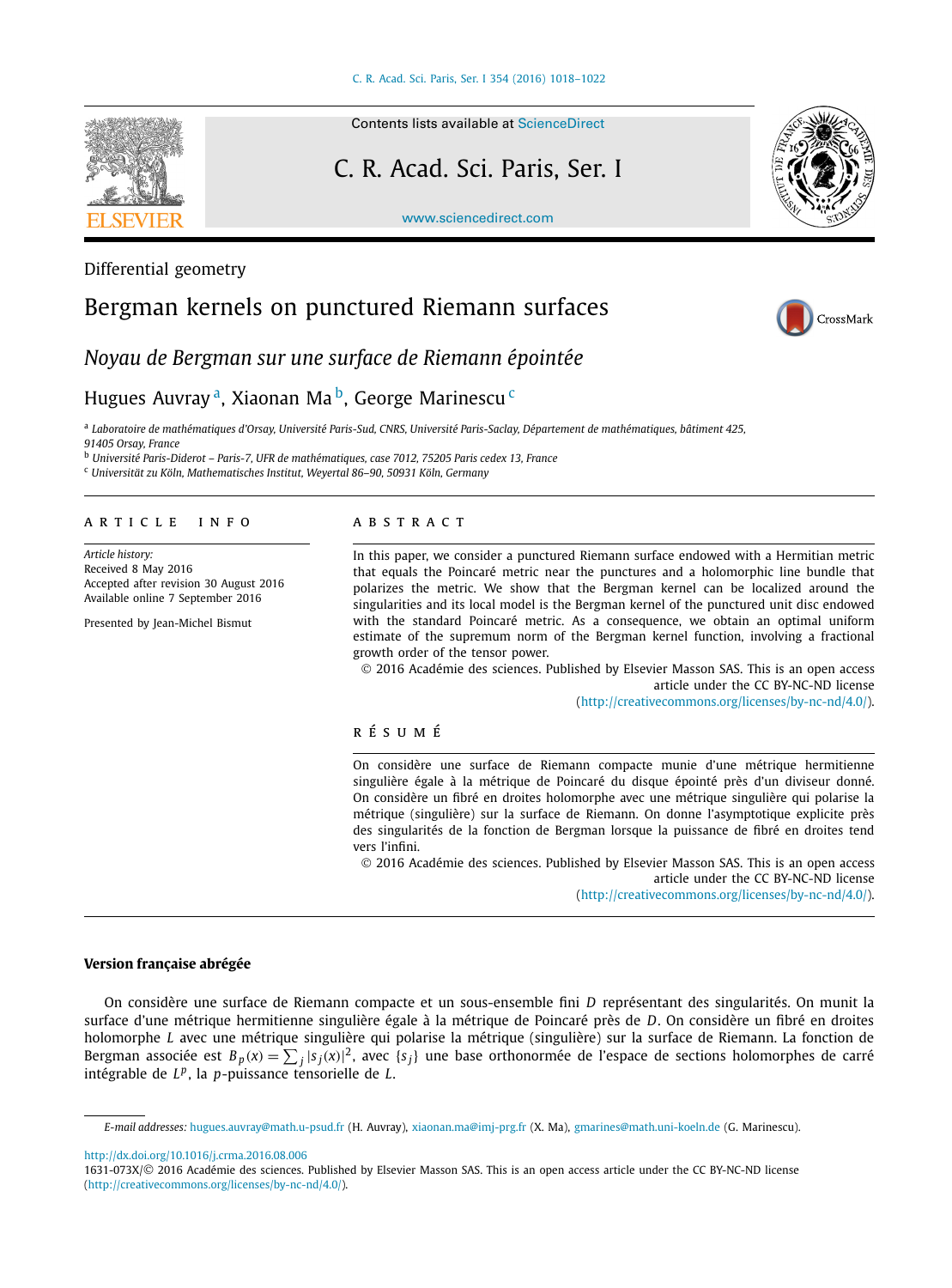Differential geometry

# Bergman kernels on punctured Riemann surfaces

## *Noyau de Bergman sur une surface de Riemann épointée*

Hugues Auvray [a], Xiaonan Ma [b], George Marinescu [c]

[a] *Laboratoire de mathématiques d'Orsay, Université Paris-Sud, CNRS, Université Paris-Saclay, Département de mathématiques, bâtiment 425, 91405 Orsay, France*

[b] *Université Paris-Diderot – Paris-7, UFR de mathématiques, case 7012, 75205 Paris cedex 13, France*

[c] *Universität zu Köln, Mathematisches Institut, Weyertal 86–90, 50931 Köln, Germany*

---

**ARTICLE INFO**

*Article history:*
Received 8 May 2016
Accepted after revision 30 August 2016
Available online 7 September 2016

Presented by Jean-Michel Bismut

**ABSTRACT**

In this paper, we consider a punctured Riemann surface endowed with a Hermitian metric that equals the Poincaré metric near the punctures and a holomorphic line bundle that polarizes the metric. We show that the Bergman kernel can be localized around the singularities and its local model is the Bergman kernel of the punctured unit disc endowed with the standard Poincaré metric. As a consequence, we obtain an optimal uniform estimate of the supremum norm of the Bergman kernel function, involving a fractional growth order of the tensor power.

© 2016 Académie des sciences. Published by Elsevier Masson SAS. This is an open access article under the CC BY-NC-ND license (http://creativecommons.org/licenses/by-nc-nd/4.0/).

**RÉSUMÉ**

On considère une surface de Riemann compacte munie d'une métrique hermitienne singulière égale à la métrique de Poincaré du disque épointé près d'un diviseur donné. On considère un fibré en droites holomorphe avec une métrique singulière qui polarise la métrique (singulière) sur la surface de Riemann. On donne l'asymptotique explicite près des singularités de la fonction de Bergman lorsque la puissance de fibré en droites tend vers l'infini.

© 2016 Académie des sciences. Published by Elsevier Masson SAS. This is an open access article under the CC BY-NC-ND license (http://creativecommons.org/licenses/by-nc-nd/4.0/).

---

### Version française abrégée

On considère une surface de Riemann compacte et un sous-ensemble fini $D$ représentant des singularités. On munit la surface d'une métrique hermitienne singulière égale à la métrique de Poincaré près de $D$. On considère un fibré en droites holomorphe $L$ avec une métrique singulière qui polarise la métrique (singulière) sur la surface de Riemann. La fonction de Bergman associée est $B_p(x) = \sum_j |s_j(x)|^2$, avec $\{s_j\}$ une base orthonormée de l'espace de sections holomorphes de carré intégrable de $L^p$, la $p$-puissance tensorielle de $L$.

---

*E-mail addresses:* hugues.auvray@math.u-psud.fr (H. Auvray), xiaonan.ma@imj-prg.fr (X. Ma), gmarines@math.uni-koeln.de (G. Marinescu).

http://dx.doi.org/10.1016/j.crma.2016.08.006
1631-073X/© 2016 Académie des sciences. Published by Elsevier Masson SAS. This is an open access article under the CC BY-NC-ND license (http://creativecommons.org/licenses/by-nc-nd/4.0/).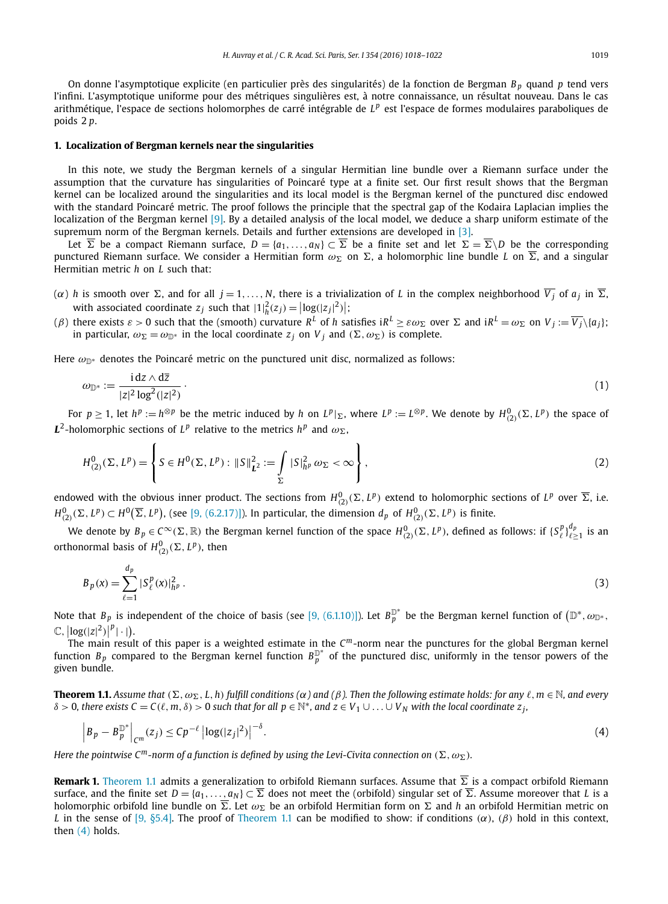On donne l'asymptotique explicite (en particulier près des singularités) de la fonction de Bergman $B_p$ quand $p$ tend vers l'infini. L'asymptotique uniforme pour des métriques singulières est, à notre connaissance, un résultat nouveau. Dans le cas arithmétique, l'espace de sections holomorphes de carré intégrable de $L^p$ est l'espace de formes modulaires paraboliques de poids $2p$.

## 1. Localization of Bergman kernels near the singularities

In this note, we study the Bergman kernels of a singular Hermitian line bundle over a Riemann surface under the assumption that the curvature has singularities of Poincaré type at a finite set. Our first result shows that the Bergman kernel can be localized around the singularities and its local model is the Bergman kernel of the punctured disc endowed with the standard Poincaré metric. The proof follows the principle that the spectral gap of the Kodaira Laplacian implies the localization of the Bergman kernel [9]. By a detailed analysis of the local model, we deduce a sharp uniform estimate of the supremum norm of the Bergman kernels. Details and further extensions are developed in [3].

Let $\overline{\Sigma}$ be a compact Riemann surface, $D = \{a_1, \ldots, a_N\} \subset \overline{\Sigma}$ be a finite set and let $\Sigma = \overline{\Sigma} \backslash D$ be the corresponding punctured Riemann surface. We consider a Hermitian form $\omega_\Sigma$ on $\Sigma$, a holomorphic line bundle $L$ on $\overline{\Sigma}$, and a singular Hermitian metric $h$ on $L$ such that:

($\alpha$) $h$ is smooth over $\Sigma$, and for all $j = 1, \ldots, N$, there is a trivialization of $L$ in the complex neighborhood $\overline{V_j}$ of $a_j$ in $\overline{\Sigma}$, with associated coordinate $z_j$ such that $|1|_h^2(z_j) = \big|\log(|z_j|^2)\big|$;

($\beta$) there exists $\varepsilon > 0$ such that the (smooth) curvature $R^L$ of $h$ satisfies $\mathrm{i}R^L \geq \varepsilon\omega_\Sigma$ over $\Sigma$ and $\mathrm{i}R^L = \omega_\Sigma$ on $V_j := \overline{V_j} \backslash \{a_j\}$; in particular, $\omega_\Sigma = \omega_{\mathbb{D}^*}$ in the local coordinate $z_j$ on $V_j$ and $(\Sigma, \omega_\Sigma)$ is complete.

Here $\omega_{\mathbb{D}^*}$ denotes the Poincaré metric on the punctured unit disc, normalized as follows:

$$\omega_{\mathbb{D}^*} := \frac{\mathrm{i}\, dz \wedge d\overline{z}}{|z|^2 \log^2(|z|^2)} \,. \tag{1}$$

For $p \geq 1$, let $h^p := h^{\otimes p}$ be the metric induced by $h$ on $L^p|_\Sigma$, where $L^p := L^{\otimes p}$. We denote by $H^0_{(2)}(\Sigma, L^p)$ the space of $\boldsymbol{L}^2$-holomorphic sections of $L^p$ relative to the metrics $h^p$ and $\omega_\Sigma$,

$$H^0_{(2)}(\Sigma, L^p) = \left\{ S \in H^0(\Sigma, L^p) : \|S\|^2_{\boldsymbol{L}^2} := \int_\Sigma |S|^2_{h^p}\, \omega_\Sigma < \infty \right\}, \tag{2}$$

endowed with the obvious inner product. The sections from $H^0_{(2)}(\Sigma, L^p)$ extend to holomorphic sections of $L^p$ over $\overline{\Sigma}$, i.e. $H^0_{(2)}(\Sigma, L^p) \subset H^0\big(\overline{\Sigma}, L^p\big)$, (see [9, (6.2.17)]). In particular, the dimension $d_p$ of $H^0_{(2)}(\Sigma, L^p)$ is finite.

We denote by $B_p \in C^\infty(\Sigma, \mathbb{R})$ the Bergman kernel function of the space $H^0_{(2)}(\Sigma, L^p)$, defined as follows: if $\{S^p_\ell\}_{\ell \geq 1}^{d_p}$ is an orthonormal basis of $H^0_{(2)}(\Sigma, L^p)$, then

$$B_p(x) = \sum_{\ell=1}^{d_p} |S^p_\ell(x)|^2_{h^p} \,. \tag{3}$$

Note that $B_p$ is independent of the choice of basis (see [9, (6.1.10)]). Let $B_p^{\mathbb{D}^*}$ be the Bergman kernel function of $\big(\mathbb{D}^*, \omega_{\mathbb{D}^*}, \mathbb{C}, \big|\log(|z|^2)\big|^p |\cdot|\big)$.

The main result of this paper is a weighted estimate in the $C^m$-norm near the punctures for the global Bergman kernel function $B_p$ compared to the Bergman kernel function $B_p^{\mathbb{D}^*}$ of the punctured disc, uniformly in the tensor powers of the given bundle.

**Theorem 1.1.** *Assume that $(\Sigma, \omega_\Sigma, L, h)$ fulfill conditions ($\alpha$) and ($\beta$). Then the following estimate holds: for any $\ell, m \in \mathbb{N}$, and every $\delta > 0$, there exists $C = C(\ell, m, \delta) > 0$ such that for all $p \in \mathbb{N}^*$, and $z \in V_1 \cup \ldots \cup V_N$ with the local coordinate $z_j$,*

$$\Big| B_p - B_p^{\mathbb{D}^*} \Big|_{C^m}(z_j) \leq C p^{-\ell} \left|\log(|z_j|^2)\right|^{-\delta}. \tag{4}$$

*Here the pointwise $C^m$-norm of a function is defined by using the Levi-Civita connection on $(\Sigma, \omega_\Sigma)$.*

**Remark 1.** Theorem 1.1 admits a generalization to orbifold Riemann surfaces. Assume that $\overline{\Sigma}$ is a compact orbifold Riemann surface, and the finite set $D = \{a_1, \ldots, a_N\} \subset \overline{\Sigma}$ does not meet the (orbifold) singular set of $\overline{\Sigma}$. Assume moreover that $L$ is a holomorphic orbifold line bundle on $\overline{\Sigma}$. Let $\omega_\Sigma$ be an orbifold Hermitian form on $\Sigma$ and $h$ an orbifold Hermitian metric on $L$ in the sense of [9, §5.4]. The proof of Theorem 1.1 can be modified to show: if conditions ($\alpha$), ($\beta$) hold in this context, then (4) holds.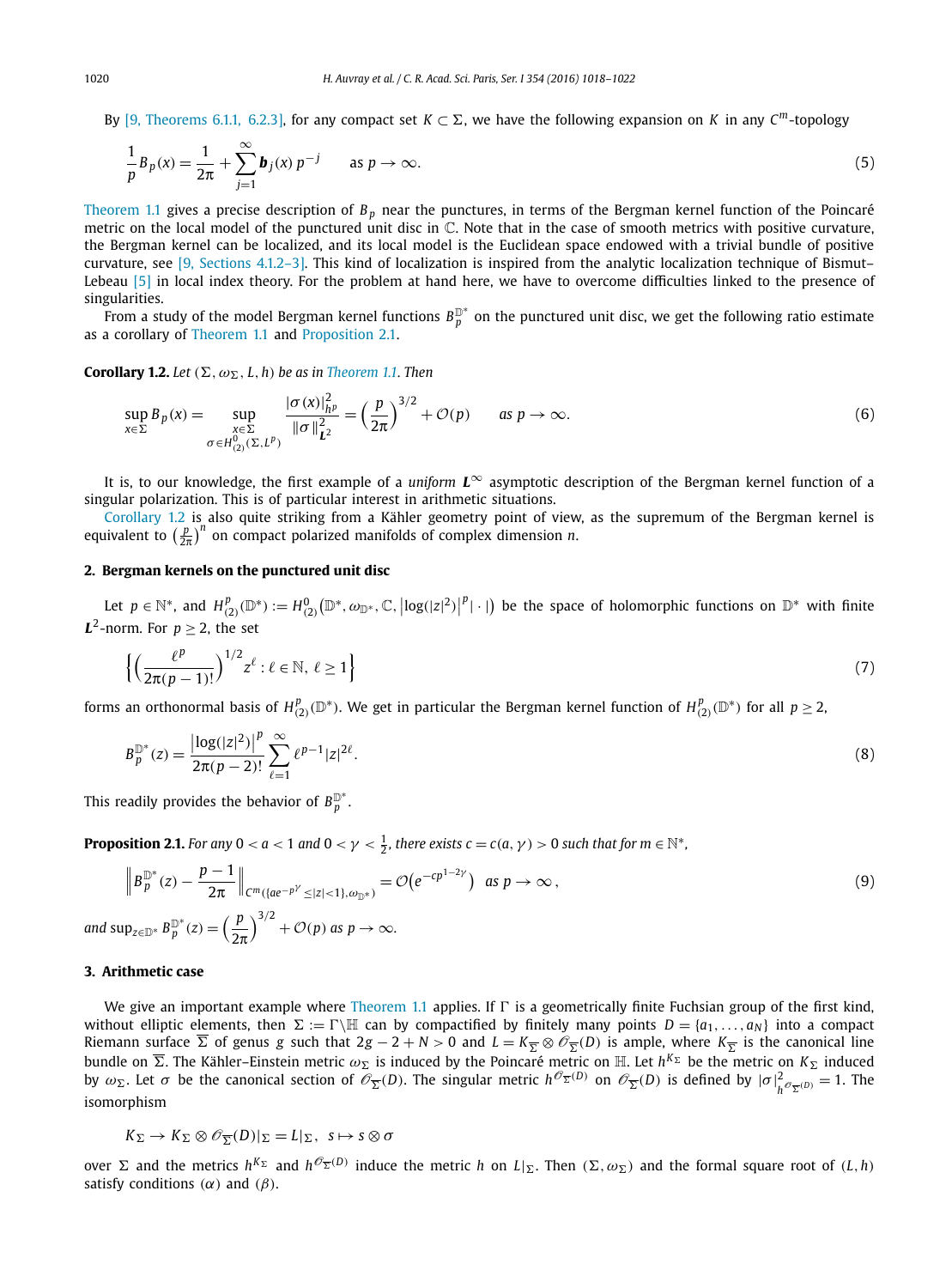By [9, Theorems 6.1.1, 6.2.3], for any compact set $K \subset \Sigma$, we have the following expansion on $K$ in any $C^m$-topology

$$\frac{1}{p} B_p(x) = \frac{1}{2\pi} + \sum_{j=1}^{\infty} \boldsymbol{b}_j(x)\, p^{-j} \qquad \text{as } p \to \infty. \tag{5}$$

Theorem 1.1 gives a precise description of $B_p$ near the punctures, in terms of the Bergman kernel function of the Poincaré metric on the local model of the punctured unit disc in $\mathbb{C}$. Note that in the case of smooth metrics with positive curvature, the Bergman kernel can be localized, and its local model is the Euclidean space endowed with a trivial bundle of positive curvature, see [9, Sections 4.1.2–3]. This kind of localization is inspired from the analytic localization technique of Bismut–Lebeau [5] in local index theory. For the problem at hand here, we have to overcome difficulties linked to the presence of singularities.

From a study of the model Bergman kernel functions $B_p^{\mathbb{D}^*}$ on the punctured unit disc, we get the following ratio estimate as a corollary of Theorem 1.1 and Proposition 2.1.

**Corollary 1.2.** *Let $(\Sigma, \omega_\Sigma, L, h)$ be as in Theorem 1.1. Then*

$$\sup_{x \in \Sigma} B_p(x) = \sup_{\substack{x \in \Sigma \\ \sigma \in H^0_{(2)}(\Sigma, L^p)}} \frac{|\sigma(x)|^2_{h^p}}{\|\sigma\|^2_{\boldsymbol{L}^2}} = \left(\frac{p}{2\pi}\right)^{3/2} + \mathcal{O}(p) \qquad \text{as } p \to \infty. \tag{6}$$

It is, to our knowledge, the first example of a *uniform* $\boldsymbol{L}^\infty$ asymptotic description of the Bergman kernel function of a singular polarization. This is of particular interest in arithmetic situations.

Corollary 1.2 is also quite striking from a Kähler geometry point of view, as the supremum of the Bergman kernel is equivalent to $\left(\frac{p}{2\pi}\right)^n$ on compact polarized manifolds of complex dimension $n$.

## 2. Bergman kernels on the punctured unit disc

Let $p \in \mathbb{N}^*$, and $H^p_{(2)}(\mathbb{D}^*) := H^0_{(2)}\left(\mathbb{D}^*, \omega_{\mathbb{D}^*}, \mathbb{C}, \left|\log(|z|^2)\right|^p |\cdot|\right)$ be the space of holomorphic functions on $\mathbb{D}^*$ with finite $\boldsymbol{L}^2$-norm. For $p \geq 2$, the set

$$\left\{ \left(\frac{\ell^p}{2\pi(p-1)!}\right)^{1/2} z^\ell : \ell \in \mathbb{N},\ \ell \geq 1 \right\} \tag{7}$$

forms an orthonormal basis of $H^p_{(2)}(\mathbb{D}^*)$. We get in particular the Bergman kernel function of $H^p_{(2)}(\mathbb{D}^*)$ for all $p \geq 2$,

$$B_p^{\mathbb{D}^*}(z) = \frac{\left|\log(|z|^2)\right|^p}{2\pi(p-2)!} \sum_{\ell=1}^{\infty} \ell^{p-1} |z|^{2\ell}. \tag{8}$$

This readily provides the behavior of $B_p^{\mathbb{D}^*}$.

**Proposition 2.1.** *For any $0 < a < 1$ and $0 < \gamma < \frac{1}{2}$, there exists $c = c(a, \gamma) > 0$ such that for $m \in \mathbb{N}^*$,*

$$\left\| B_p^{\mathbb{D}^*}(z) - \frac{p-1}{2\pi} \right\|_{C^m(\{ae^{-p^\gamma} \leq |z| < 1\}, \omega_{\mathbb{D}^*})} = \mathcal{O}\left(e^{-cp^{1-2\gamma}}\right) \text{ as } p \to \infty, \tag{9}$$

*and $\sup_{z \in \mathbb{D}^*} B_p^{\mathbb{D}^*}(z) = \left(\frac{p}{2\pi}\right)^{3/2} + \mathcal{O}(p)$ as $p \to \infty$.*

## 3. Arithmetic case

We give an important example where Theorem 1.1 applies. If $\Gamma$ is a geometrically finite Fuchsian group of the first kind, without elliptic elements, then $\Sigma := \Gamma \backslash \mathbb{H}$ can by compactified by finitely many points $D = \{a_1, \ldots, a_N\}$ into a compact Riemann surface $\overline{\Sigma}$ of genus $g$ such that $2g - 2 + N > 0$ and $L = K_{\overline{\Sigma}} \otimes \mathscr{O}_{\overline{\Sigma}}(D)$ is ample, where $K_{\overline{\Sigma}}$ is the canonical line bundle on $\overline{\Sigma}$. The Kähler–Einstein metric $\omega_\Sigma$ is induced by the Poincaré metric on $\mathbb{H}$. Let $h^{K_\Sigma}$ be the metric on $K_\Sigma$ induced by $\omega_\Sigma$. Let $\sigma$ be the canonical section of $\mathscr{O}_{\overline{\Sigma}}(D)$. The singular metric $h^{\mathscr{O}_{\overline{\Sigma}}(D)}$ on $\mathscr{O}_{\overline{\Sigma}}(D)$ is defined by $|\sigma|^2_{h^{\mathscr{O}_{\overline{\Sigma}}(D)}} = 1$. The isomorphism

$$K_\Sigma \to K_\Sigma \otimes \mathscr{O}_{\overline{\Sigma}}(D)|_\Sigma = L|_\Sigma, \;\; s \mapsto s \otimes \sigma$$

over $\Sigma$ and the metrics $h^{K_\Sigma}$ and $h^{\mathscr{O}_{\overline{\Sigma}}(D)}$ induce the metric $h$ on $L|_\Sigma$. Then $(\Sigma, \omega_\Sigma)$ and the formal square root of $(L, h)$ satisfy conditions $(\alpha)$ and $(\beta)$.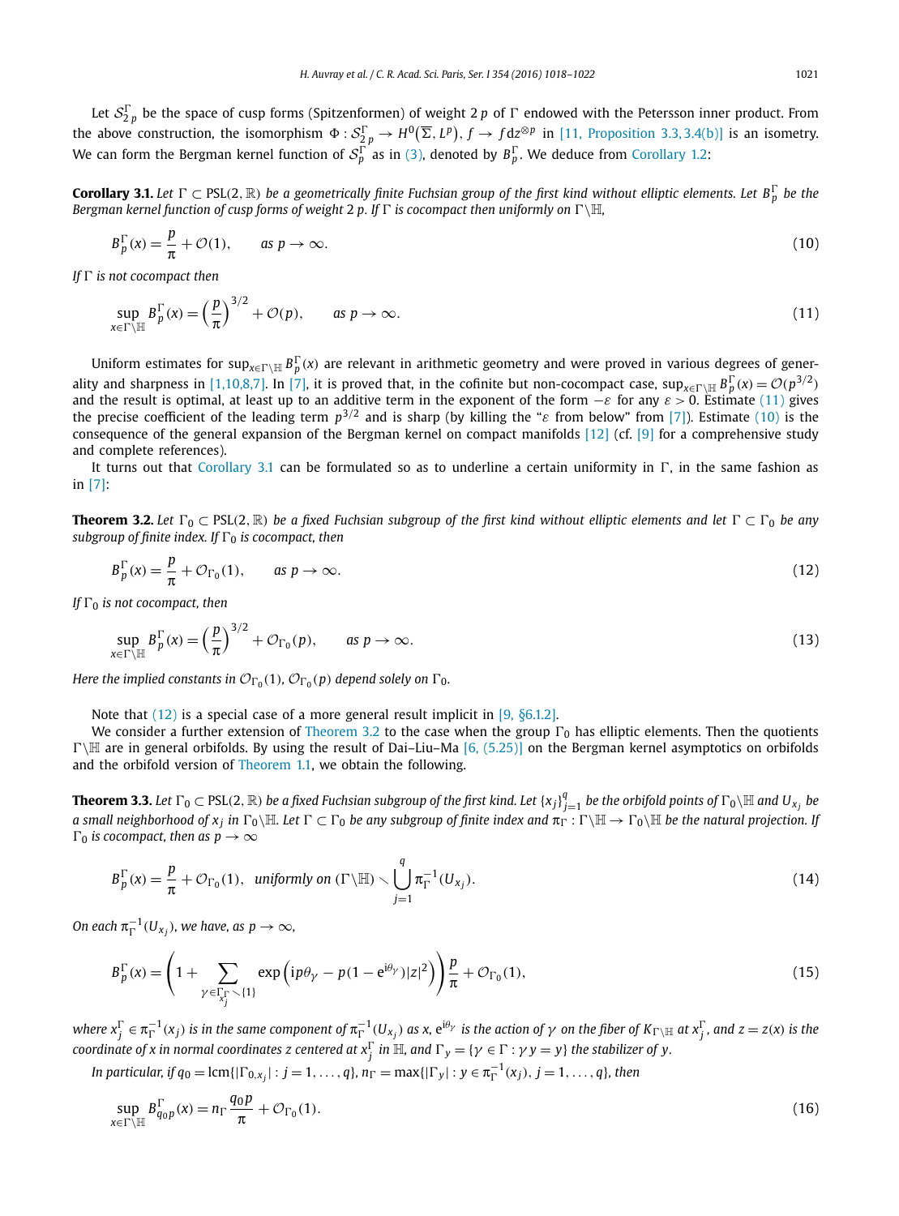Let $\mathcal{S}_{2p}^{\Gamma}$ be the space of cusp forms (Spitzenformen) of weight $2p$ of $\Gamma$ endowed with the Petersson inner product. From the above construction, the isomorphism $\Phi : \mathcal{S}_{2p}^{\Gamma} \to H^0(\overline{\Sigma}, L^p)$, $f \to f\,dz^{\otimes p}$ in [11, Proposition 3.3, 3.4(b)] is an isometry. We can form the Bergman kernel function of $\mathcal{S}_p^{\Gamma}$ as in (3), denoted by $B_p^{\Gamma}$. We deduce from Corollary 1.2:

**Corollary 3.1.** *Let $\Gamma \subset \mathrm{PSL}(2,\mathbb{R})$ be a geometrically finite Fuchsian group of the first kind without elliptic elements. Let $B_p^{\Gamma}$ be the Bergman kernel function of cusp forms of weight $2p$. If $\Gamma$ is cocompact then uniformly on $\Gamma\backslash\mathbb{H}$,*

$$B_p^{\Gamma}(x) = \frac{p}{\pi} + \mathcal{O}(1), \qquad \text{as } p \to \infty. \tag{10}$$

*If $\Gamma$ is not cocompact then*

$$\sup_{x\in\Gamma\backslash\mathbb{H}} B_p^{\Gamma}(x) = \left(\frac{p}{\pi}\right)^{3/2} + \mathcal{O}(p), \qquad \text{as } p \to \infty. \tag{11}$$

Uniform estimates for $\sup_{x\in\Gamma\backslash\mathbb{H}} B_p^{\Gamma}(x)$ are relevant in arithmetic geometry and were proved in various degrees of generality and sharpness in [1,10,8,7]. In [7], it is proved that, in the cofinite but non-cocompact case, $\sup_{x\in\Gamma\backslash\mathbb{H}} B_p^{\Gamma}(x) = \mathcal{O}(p^{3/2})$ and the result is optimal, at least up to an additive term in the exponent of the form $-\varepsilon$ for any $\varepsilon > 0$. Estimate (11) gives the precise coefficient of the leading term $p^{3/2}$ and is sharp (by killing the "$\varepsilon$ from below" from [7]). Estimate (10) is the consequence of the general expansion of the Bergman kernel on compact manifolds [12] (cf. [9] for a comprehensive study and complete references).

It turns out that Corollary 3.1 can be formulated so as to underline a certain uniformity in $\Gamma$, in the same fashion as in [7]:

**Theorem 3.2.** *Let $\Gamma_0 \subset \mathrm{PSL}(2,\mathbb{R})$ be a fixed Fuchsian subgroup of the first kind without elliptic elements and let $\Gamma \subset \Gamma_0$ be any subgroup of finite index. If $\Gamma_0$ is cocompact, then*

$$B_p^{\Gamma}(x) = \frac{p}{\pi} + \mathcal{O}_{\Gamma_0}(1), \qquad \text{as } p \to \infty. \tag{12}$$

*If $\Gamma_0$ is not cocompact, then*

$$\sup_{x\in\Gamma\backslash\mathbb{H}} B_p^{\Gamma}(x) = \left(\frac{p}{\pi}\right)^{3/2} + \mathcal{O}_{\Gamma_0}(p), \qquad \text{as } p \to \infty. \tag{13}$$

*Here the implied constants in $\mathcal{O}_{\Gamma_0}(1)$, $\mathcal{O}_{\Gamma_0}(p)$ depend solely on $\Gamma_0$.*

Note that (12) is a special case of a more general result implicit in [9, §6.1.2].

We consider a further extension of Theorem 3.2 to the case when the group $\Gamma_0$ has elliptic elements. Then the quotients $\Gamma\backslash\mathbb{H}$ are in general orbifolds. By using the result of Dai–Liu–Ma [6, (5.25)] on the Bergman kernel asymptotics on orbifolds and the orbifold version of Theorem 1.1, we obtain the following.

**Theorem 3.3.** *Let $\Gamma_0 \subset \mathrm{PSL}(2,\mathbb{R})$ be a fixed Fuchsian subgroup of the first kind. Let $\{x_j\}_{j=1}^{q}$ be the orbifold points of $\Gamma_0\backslash\mathbb{H}$ and $U_{x_j}$ be a small neighborhood of $x_j$ in $\Gamma_0\backslash\mathbb{H}$. Let $\Gamma \subset \Gamma_0$ be any subgroup of finite index and $\pi_\Gamma : \Gamma\backslash\mathbb{H} \to \Gamma_0\backslash\mathbb{H}$ be the natural projection. If $\Gamma_0$ is cocompact, then as $p \to \infty$*

$$B_p^{\Gamma}(x) = \frac{p}{\pi} + \mathcal{O}_{\Gamma_0}(1), \ \ \text{uniformly on } (\Gamma\backslash\mathbb{H}) \smallsetminus \bigcup_{j=1}^{q} \pi_\Gamma^{-1}(U_{x_j}). \tag{14}$$

*On each $\pi_\Gamma^{-1}(U_{x_j})$, we have, as $p \to \infty$,*

$$B_p^{\Gamma}(x) = \left(1 + \sum_{\gamma\in\Gamma_{x_j^{\Gamma}}\smallsetminus\{1\}} \exp\left(\mathrm{i}p\theta_\gamma - p(1-\mathrm{e}^{\mathrm{i}\theta_\gamma})|z|^2\right)\right)\frac{p}{\pi} + \mathcal{O}_{\Gamma_0}(1), \tag{15}$$

*where $x_j^{\Gamma} \in \pi_\Gamma^{-1}(x_j)$ is in the same component of $\pi_\Gamma^{-1}(U_{x_j})$ as $x$, $\mathrm{e}^{\mathrm{i}\theta_\gamma}$ is the action of $\gamma$ on the fiber of $K_{\Gamma\backslash\mathbb{H}}$ at $x_j^{\Gamma}$, and $z = z(x)$ is the coordinate of $x$ in normal coordinates $z$ centered at $x_j^{\Gamma}$ in $\mathbb{H}$, and $\Gamma_y = \{\gamma \in \Gamma : \gamma y = y\}$ the stabilizer of $y$.*

*In particular, if $q_0 = \mathrm{lcm}\{|\Gamma_{0,x_j}| : j = 1,\ldots,q\}$, $n_\Gamma = \max\{|\Gamma_y| : y \in \pi_\Gamma^{-1}(x_j),\ j = 1,\ldots,q\}$, then*

$$\sup_{x\in\Gamma\backslash\mathbb{H}} B_{q_0 p}^{\Gamma}(x) = n_\Gamma \frac{q_0 p}{\pi} + \mathcal{O}_{\Gamma_0}(1). \tag{16}$$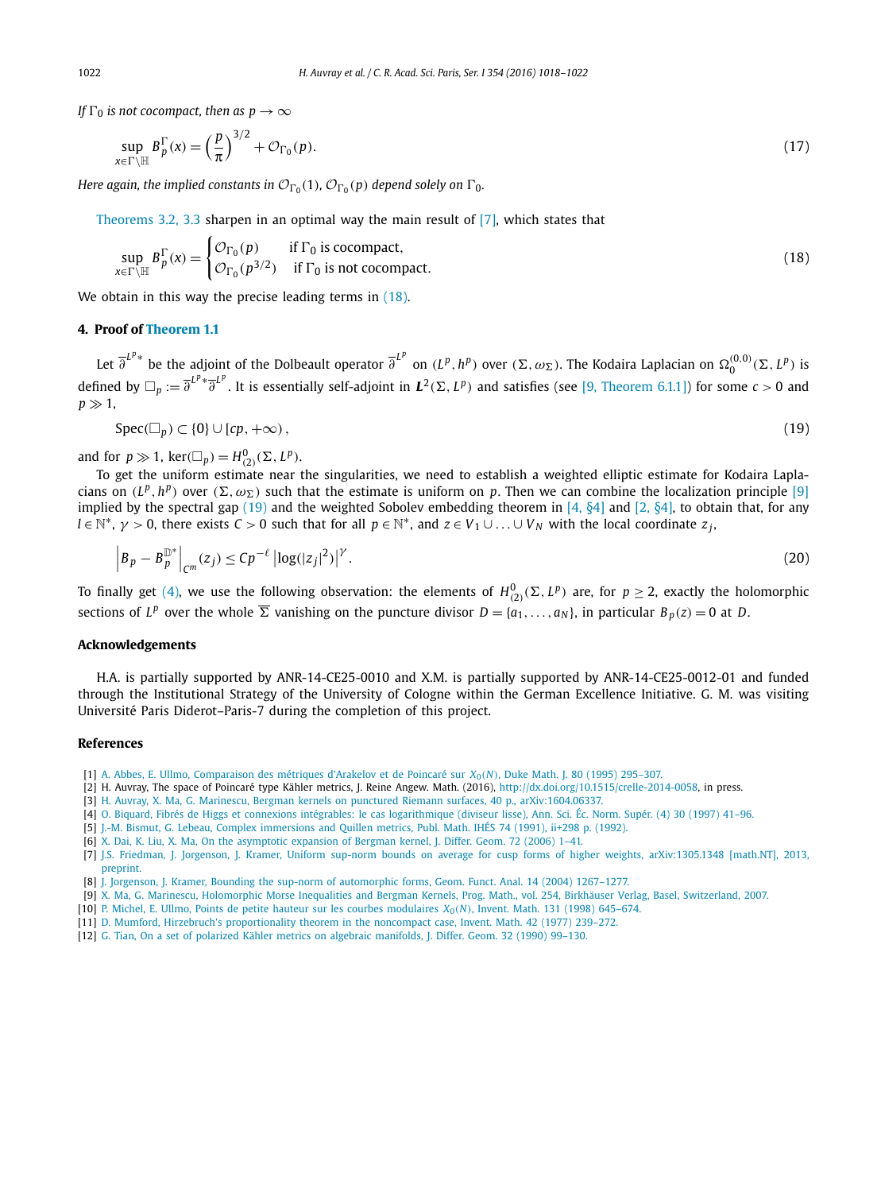*If $\Gamma_0$ is not cocompact, then as $p \to \infty$*

$$\sup_{x \in \Gamma \backslash \mathbb{H}} B_p^{\Gamma}(x) = \left(\frac{p}{\pi}\right)^{3/2} + \mathcal{O}_{\Gamma_0}(p). \tag{17}$$

*Here again, the implied constants in $\mathcal{O}_{\Gamma_0}(1)$, $\mathcal{O}_{\Gamma_0}(p)$ depend solely on $\Gamma_0$.*

Theorems 3.2, 3.3 sharpen in an optimal way the main result of [7], which states that

$$\sup_{x \in \Gamma \backslash \mathbb{H}} B_p^{\Gamma}(x) = \begin{cases} \mathcal{O}_{\Gamma_0}(p) & \text{if } \Gamma_0 \text{ is cocompact,} \\ \mathcal{O}_{\Gamma_0}(p^{3/2}) & \text{if } \Gamma_0 \text{ is not cocompact.} \end{cases} \tag{18}$$

We obtain in this way the precise leading terms in (18).

## 4. Proof of Theorem 1.1

Let $\overline{\partial}^{L^p*}$ be the adjoint of the Dolbeault operator $\overline{\partial}^{L^p}$ on $(L^p, h^p)$ over $(\Sigma, \omega_\Sigma)$. The Kodaira Laplacian on $\Omega_0^{(0,0)}(\Sigma, L^p)$ is defined by $\square_p := \overline{\partial}^{L^p*}\overline{\partial}^{L^p}$. It is essentially self-adjoint in $\boldsymbol{L}^2(\Sigma, L^p)$ and satisfies (see [9, Theorem 6.1.1]) for some $c > 0$ and $p \gg 1$,

$$\operatorname{Spec}(\square_p) \subset \{0\} \cup [cp, +\infty), \tag{19}$$

and for $p \gg 1$, $\ker(\square_p) = H^0_{(2)}(\Sigma, L^p)$.

To get the uniform estimate near the singularities, we need to establish a weighted elliptic estimate for Kodaira Laplacians on $(L^p, h^p)$ over $(\Sigma, \omega_\Sigma)$ such that the estimate is uniform on $p$. Then we can combine the localization principle [9] implied by the spectral gap (19) and the weighted Sobolev embedding theorem in [4, §4] and [2, §4], to obtain that, for any $l \in \mathbb{N}^*$, $\gamma > 0$, there exists $C > 0$ such that for all $p \in \mathbb{N}^*$, and $z \in V_1 \cup \ldots \cup V_N$ with the local coordinate $z_j$,

$$\left| B_p - B_p^{\mathbb{D}^*} \right|_{C^m}(z_j) \leq C p^{-\ell} \left| \log(|z_j|^2) \right|^{\gamma}. \tag{20}$$

To finally get (4), we use the following observation: the elements of $H^0_{(2)}(\Sigma, L^p)$ are, for $p \geq 2$, exactly the holomorphic sections of $L^p$ over the whole $\overline{\Sigma}$ vanishing on the puncture divisor $D = \{a_1, \ldots, a_N\}$, in particular $B_p(z) = 0$ at $D$.

## Acknowledgements

H.A. is partially supported by ANR-14-CE25-0010 and X.M. is partially supported by ANR-14-CE25-0012-01 and funded through the Institutional Strategy of the University of Cologne within the German Excellence Initiative. G. M. was visiting Université Paris Diderot–Paris-7 during the completion of this project.

## References

[1] A. Abbes, E. Ullmo, Comparaison des métriques d'Arakelov et de Poincaré sur $X_0(N)$, Duke Math. J. 80 (1995) 295–307.

[2] H. Auvray, The space of Poincaré type Kähler metrics, J. Reine Angew. Math. (2016), http://dx.doi.org/10.1515/crelle-2014-0058, in press.

[3] H. Auvray, X. Ma, G. Marinescu, Bergman kernels on punctured Riemann surfaces, 40 p., arXiv:1604.06337.

[4] O. Biquard, Fibrés de Higgs et connexions intégrables: le cas logarithmique (diviseur lisse), Ann. Sci. Éc. Norm. Supér. (4) 30 (1997) 41–96.

[5] J.-M. Bismut, G. Lebeau, Complex immersions and Quillen metrics, Publ. Math. IHÉS 74 (1991), ii+298 p. (1992).

[6] X. Dai, K. Liu, X. Ma, On the asymptotic expansion of Bergman kernel, J. Differ. Geom. 72 (2006) 1–41.

[7] J.S. Friedman, J. Jorgenson, J. Kramer, Uniform sup-norm bounds on average for cusp forms of higher weights, arXiv:1305.1348 [math.NT], 2013, preprint.

[8] J. Jorgenson, J. Kramer, Bounding the sup-norm of automorphic forms, Geom. Funct. Anal. 14 (2004) 1267–1277.

[9] X. Ma, G. Marinescu, Holomorphic Morse Inequalities and Bergman Kernels, Prog. Math., vol. 254, Birkhäuser Verlag, Basel, Switzerland, 2007.

[10] P. Michel, E. Ullmo, Points de petite hauteur sur les courbes modulaires $X_0(N)$, Invent. Math. 131 (1998) 645–674.

[11] D. Mumford, Hirzebruch's proportionality theorem in the noncompact case, Invent. Math. 42 (1977) 239–272.

[12] G. Tian, On a set of polarized Kähler metrics on algebraic manifolds, J. Differ. Geom. 32 (1990) 99–130.